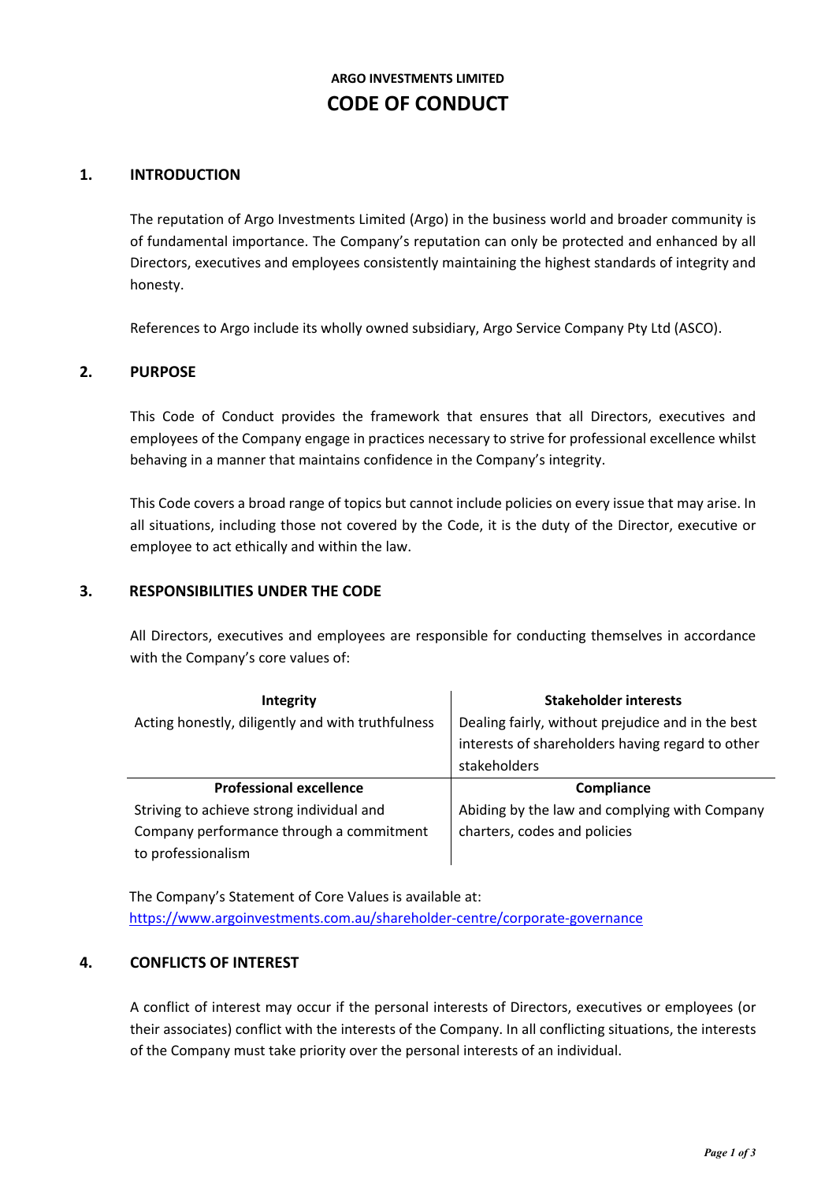**ARGO INVESTMENTS LIMITED**

# CODE OF CONDUCT

## 1. INTRODUCTION

The reputation of Argo Investments Limited (Argo) in the business world and broader community is of fundamental importance. The Company's reputation can only be protected and enhanced by all Directors, executives and employees consistently maintaining the highest standards of integrity and honesty.

References to Argo include its wholly owned subsidiary, Argo Service Company Pty Ltd (ASCO).

## 2. PURPOSE

This Code of Conduct provides the framework that ensures that all Directors, executives and employees of the Company engage in practices necessary to strive for professional excellence whilst behaving in a manner that maintains confidence in the Company's integrity.

This Code covers a broad range of topics but cannot include policies on every issue that may arise. In all situations, including those not covered by the Code, it is the duty of the Director, executive or employee to act ethically and within the law.

## 3. RESPONSIBILITIES UNDER THE CODE

All Directors, executives and employees are responsible for conducting themselves in accordance with the Company's core values of:

| **Integrity** | **Stakeholder interests** |
|---|---|
| Acting honestly, diligently and with truthfulness | Dealing fairly, without prejudice and in the best interests of shareholders having regard to other stakeholders |
| **Professional excellence** | **Compliance** |
| Striving to achieve strong individual and Company performance through a commitment to professionalism | Abiding by the law and complying with Company charters, codes and policies |

The Company's Statement of Core Values is available at:
https://www.argoinvestments.com.au/shareholder-centre/corporate-governance

## 4. CONFLICTS OF INTEREST

A conflict of interest may occur if the personal interests of Directors, executives or employees (or their associates) conflict with the interests of the Company. In all conflicting situations, the interests of the Company must take priority over the personal interests of an individual.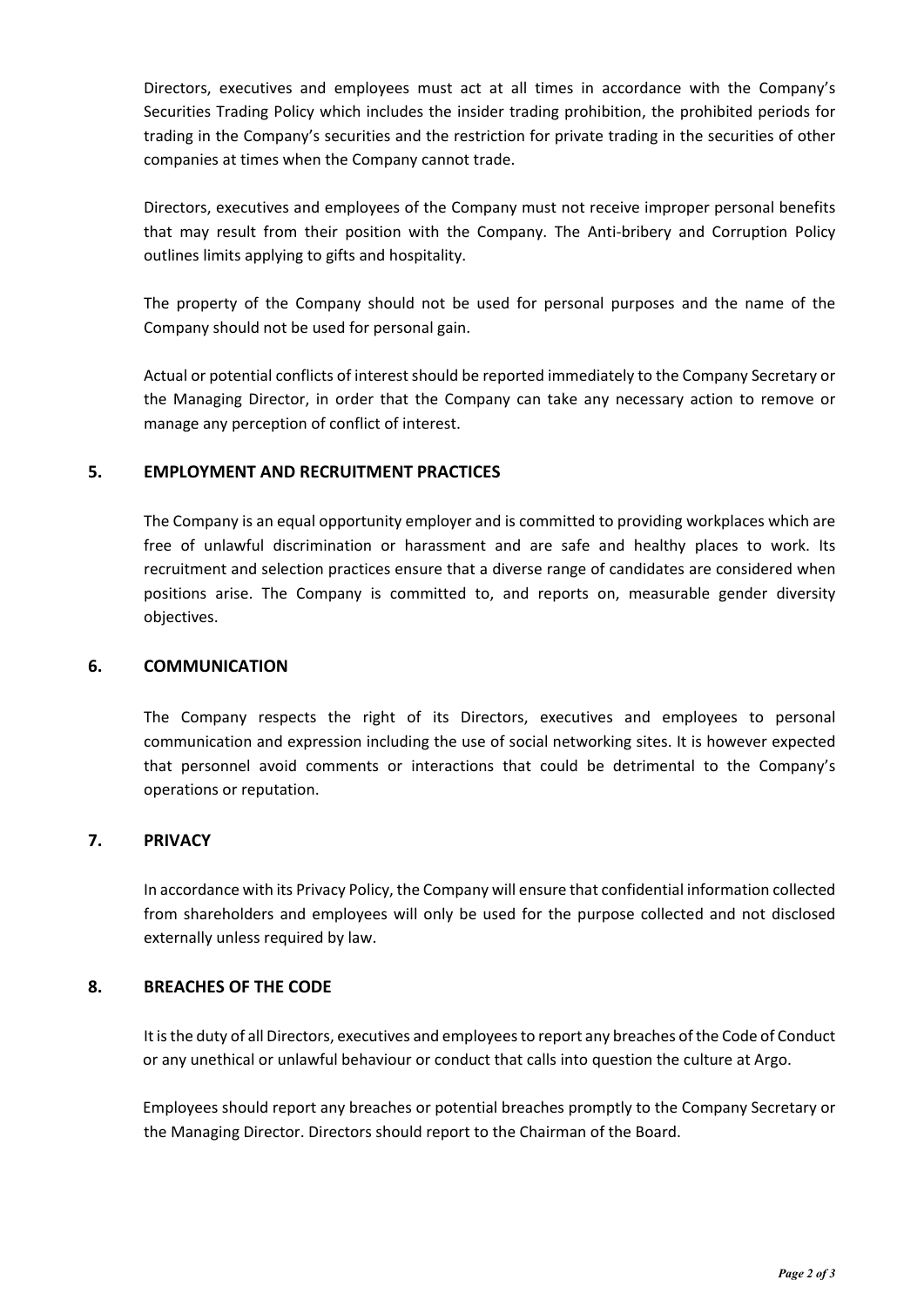Directors, executives and employees must act at all times in accordance with the Company's Securities Trading Policy which includes the insider trading prohibition, the prohibited periods for trading in the Company's securities and the restriction for private trading in the securities of other companies at times when the Company cannot trade.

Directors, executives and employees of the Company must not receive improper personal benefits that may result from their position with the Company. The Anti-bribery and Corruption Policy outlines limits applying to gifts and hospitality.

The property of the Company should not be used for personal purposes and the name of the Company should not be used for personal gain.

Actual or potential conflicts of interest should be reported immediately to the Company Secretary or the Managing Director, in order that the Company can take any necessary action to remove or manage any perception of conflict of interest.

## 5. EMPLOYMENT AND RECRUITMENT PRACTICES

The Company is an equal opportunity employer and is committed to providing workplaces which are free of unlawful discrimination or harassment and are safe and healthy places to work. Its recruitment and selection practices ensure that a diverse range of candidates are considered when positions arise. The Company is committed to, and reports on, measurable gender diversity objectives.

## 6. COMMUNICATION

The Company respects the right of its Directors, executives and employees to personal communication and expression including the use of social networking sites. It is however expected that personnel avoid comments or interactions that could be detrimental to the Company's operations or reputation.

## 7. PRIVACY

In accordance with its Privacy Policy, the Company will ensure that confidential information collected from shareholders and employees will only be used for the purpose collected and not disclosed externally unless required by law.

## 8. BREACHES OF THE CODE

It is the duty of all Directors, executives and employees to report any breaches of the Code of Conduct or any unethical or unlawful behaviour or conduct that calls into question the culture at Argo.

Employees should report any breaches or potential breaches promptly to the Company Secretary or the Managing Director. Directors should report to the Chairman of the Board.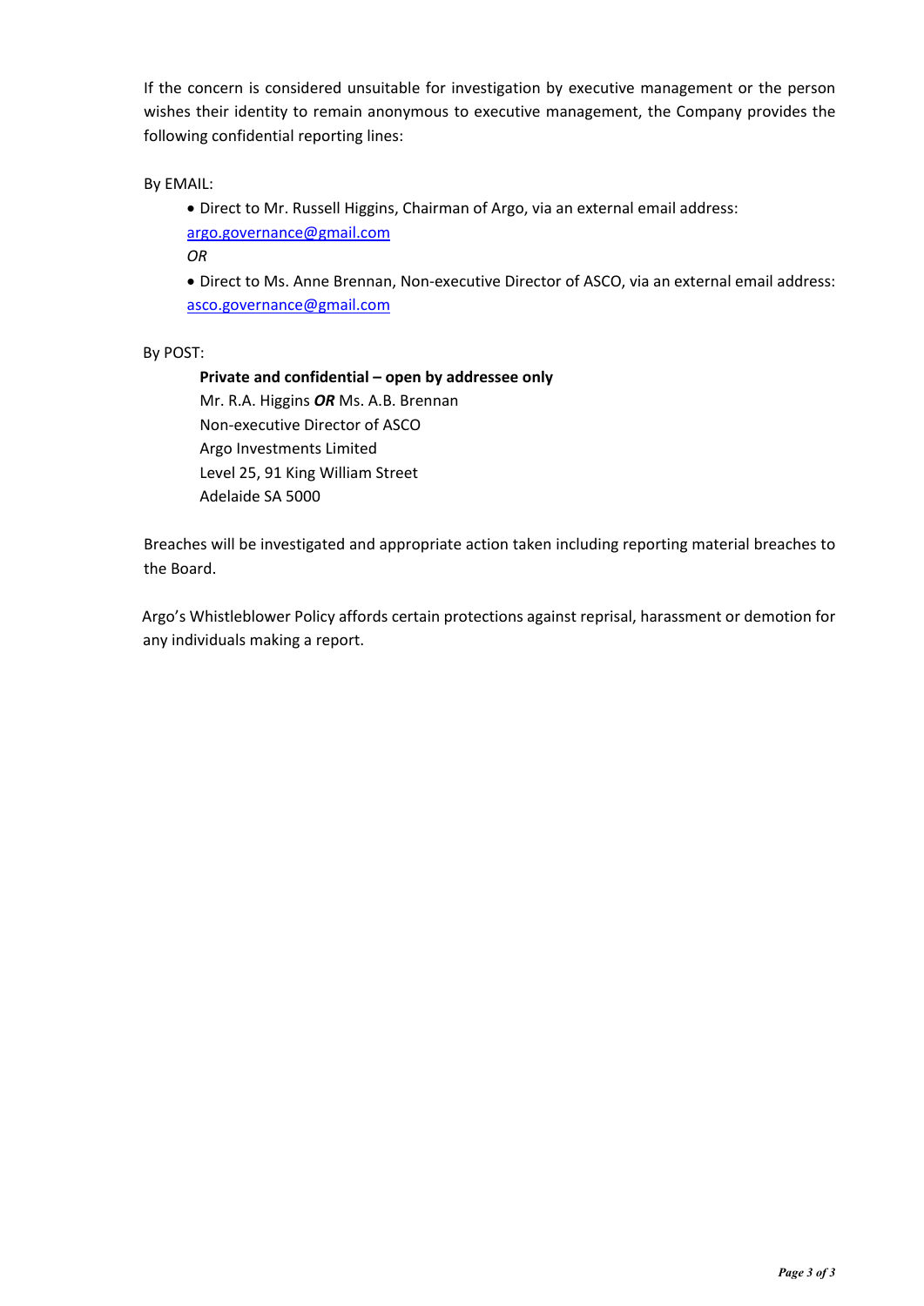If the concern is considered unsuitable for investigation by executive management or the person wishes their identity to remain anonymous to executive management, the Company provides the following confidential reporting lines:

By EMAIL:

- Direct to Mr. Russell Higgins, Chairman of Argo, via an external email address: argo.governance@gmail.com

*OR*

- Direct to Ms. Anne Brennan, Non-executive Director of ASCO, via an external email address: asco.governance@gmail.com

By POST:

**Private and confidential – open by addressee only**
Mr. R.A. Higgins ***OR*** Ms. A.B. Brennan
Non-executive Director of ASCO
Argo Investments Limited
Level 25, 91 King William Street
Adelaide SA 5000

Breaches will be investigated and appropriate action taken including reporting material breaches to the Board.

Argo's Whistleblower Policy affords certain protections against reprisal, harassment or demotion for any individuals making a report.